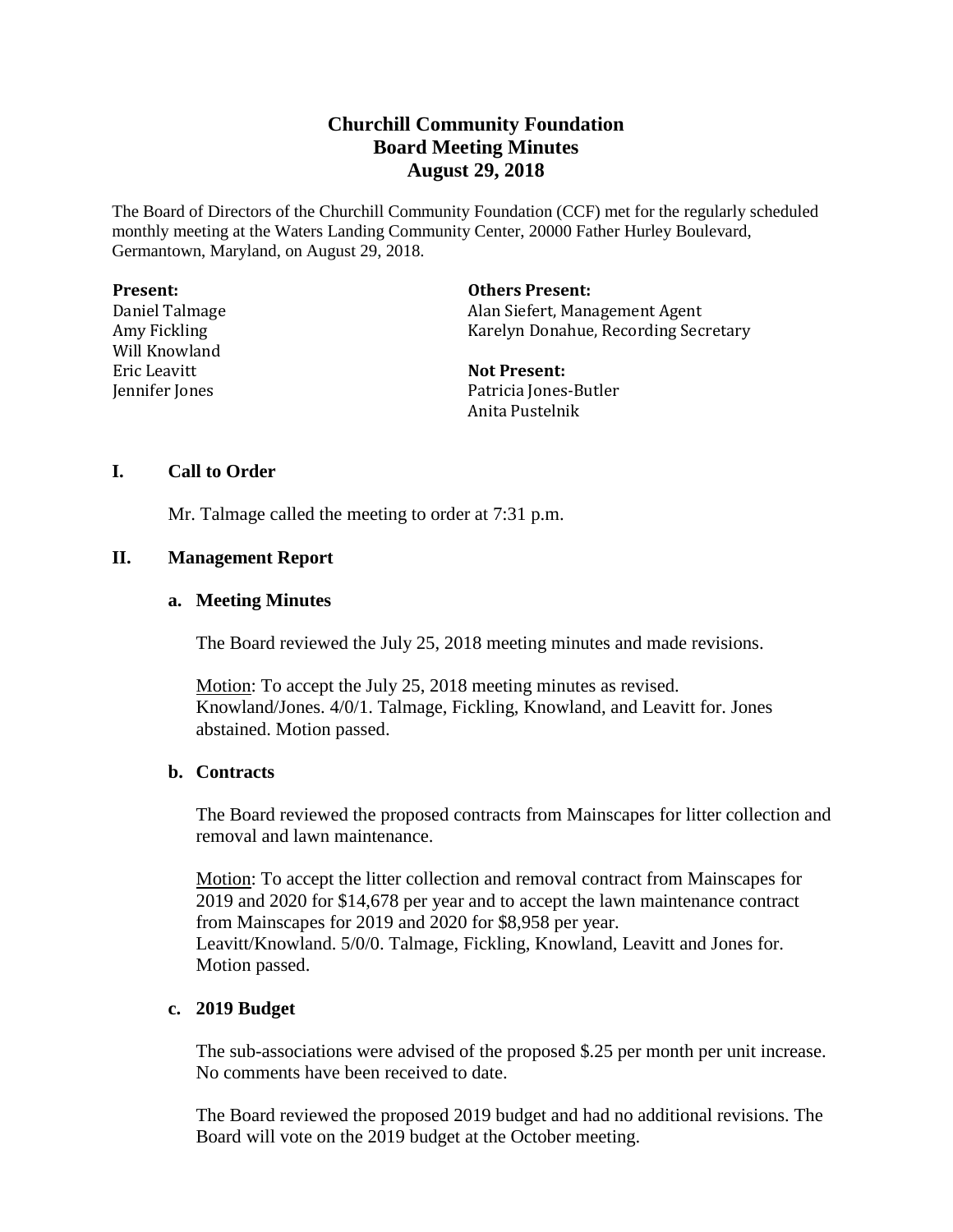# Churchill Community Foundation
## Board Meeting Minutes
## August 29, 2018

The Board of Directors of the Churchill Community Foundation (CCF) met for the regularly scheduled monthly meeting at the Waters Landing Community Center, 20000 Father Hurley Boulevard, Germantown, Maryland, on August 29, 2018.

**Present:**
Daniel Talmage
Amy Fickling
Will Knowland
Eric Leavitt
Jennifer Jones

**Others Present:**
Alan Siefert, Management Agent
Karelyn Donahue, Recording Secretary

**Not Present:**
Patricia Jones-Butler
Anita Pustelnik

### I. Call to Order

Mr. Talmage called the meeting to order at 7:31 p.m.

### II. Management Report

#### a. Meeting Minutes

The Board reviewed the July 25, 2018 meeting minutes and made revisions.

Motion: To accept the July 25, 2018 meeting minutes as revised.
Knowland/Jones. 4/0/1. Talmage, Fickling, Knowland, and Leavitt for. Jones abstained. Motion passed.

#### b. Contracts

The Board reviewed the proposed contracts from Mainscapes for litter collection and removal and lawn maintenance.

Motion: To accept the litter collection and removal contract from Mainscapes for 2019 and 2020 for $14,678 per year and to accept the lawn maintenance contract from Mainscapes for 2019 and 2020 for $8,958 per year.
Leavitt/Knowland. 5/0/0. Talmage, Fickling, Knowland, Leavitt and Jones for. Motion passed.

#### c. 2019 Budget

The sub-associations were advised of the proposed $.25 per month per unit increase. No comments have been received to date.

The Board reviewed the proposed 2019 budget and had no additional revisions. The Board will vote on the 2019 budget at the October meeting.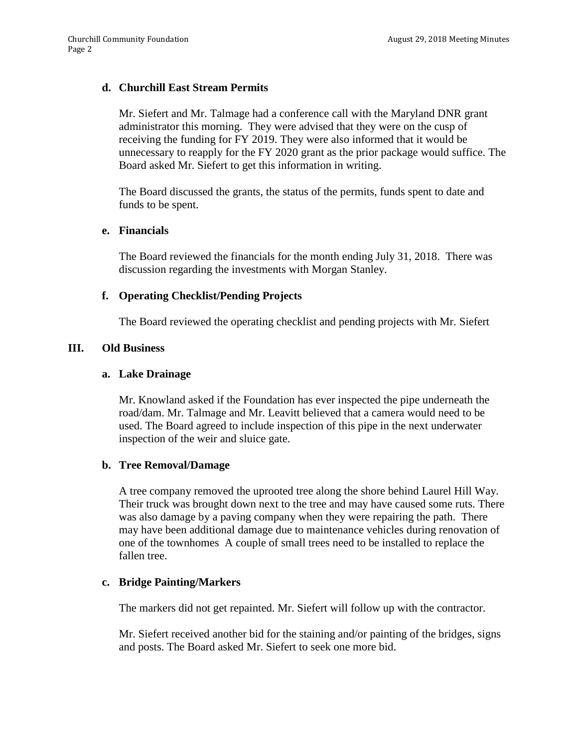**d. Churchill East Stream Permits**

Mr. Siefert and Mr. Talmage had a conference call with the Maryland DNR grant administrator this morning. They were advised that they were on the cusp of receiving the funding for FY 2019. They were also informed that it would be unnecessary to reapply for the FY 2020 grant as the prior package would suffice. The Board asked Mr. Siefert to get this information in writing.

The Board discussed the grants, the status of the permits, funds spent to date and funds to be spent.

**e. Financials**

The Board reviewed the financials for the month ending July 31, 2018. There was discussion regarding the investments with Morgan Stanley.

**f. Operating Checklist/Pending Projects**

The Board reviewed the operating checklist and pending projects with Mr. Siefert

## III. Old Business

**a. Lake Drainage**

Mr. Knowland asked if the Foundation has ever inspected the pipe underneath the road/dam. Mr. Talmage and Mr. Leavitt believed that a camera would need to be used. The Board agreed to include inspection of this pipe in the next underwater inspection of the weir and sluice gate.

**b. Tree Removal/Damage**

A tree company removed the uprooted tree along the shore behind Laurel Hill Way. Their truck was brought down next to the tree and may have caused some ruts. There was also damage by a paving company when they were repairing the path. There may have been additional damage due to maintenance vehicles during renovation of one of the townhomes A couple of small trees need to be installed to replace the fallen tree.

**c. Bridge Painting/Markers**

The markers did not get repainted. Mr. Siefert will follow up with the contractor.

Mr. Siefert received another bid for the staining and/or painting of the bridges, signs and posts. The Board asked Mr. Siefert to seek one more bid.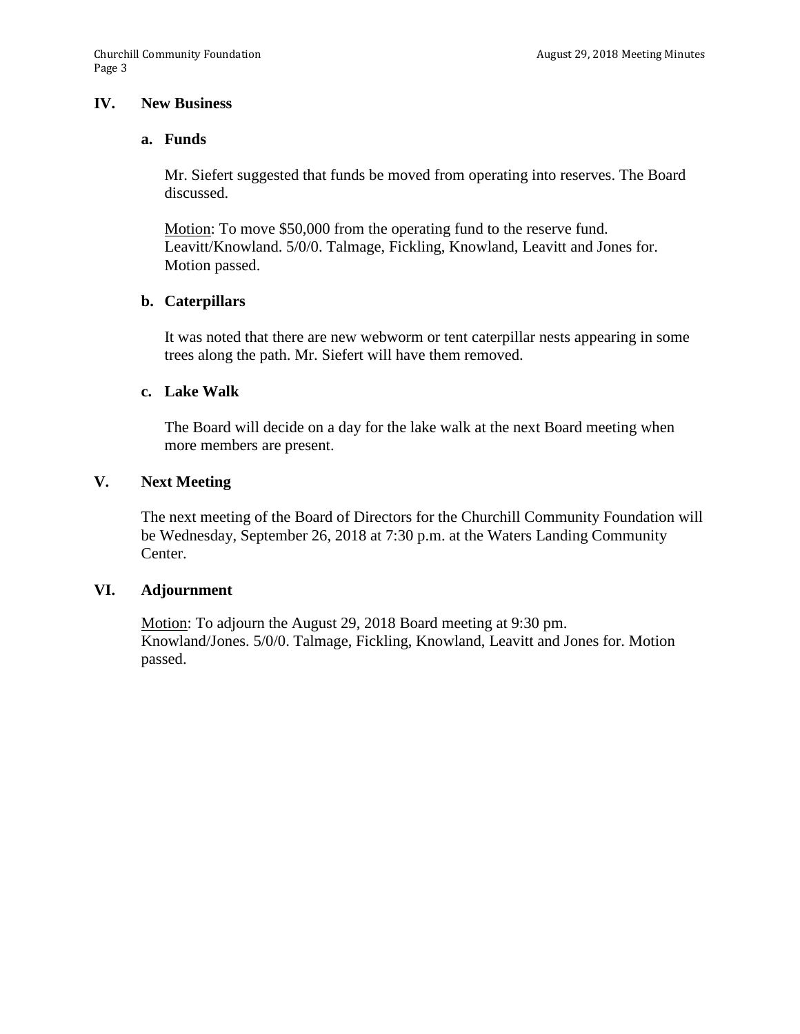## IV. New Business

### a. Funds

Mr. Siefert suggested that funds be moved from operating into reserves. The Board discussed.

Motion: To move $50,000 from the operating fund to the reserve fund. Leavitt/Knowland. 5/0/0. Talmage, Fickling, Knowland, Leavitt and Jones for. Motion passed.

### b. Caterpillars

It was noted that there are new webworm or tent caterpillar nests appearing in some trees along the path. Mr. Siefert will have them removed.

### c. Lake Walk

The Board will decide on a day for the lake walk at the next Board meeting when more members are present.

## V. Next Meeting

The next meeting of the Board of Directors for the Churchill Community Foundation will be Wednesday, September 26, 2018 at 7:30 p.m. at the Waters Landing Community Center.

## VI. Adjournment

Motion: To adjourn the August 29, 2018 Board meeting at 9:30 pm. Knowland/Jones. 5/0/0. Talmage, Fickling, Knowland, Leavitt and Jones for. Motion passed.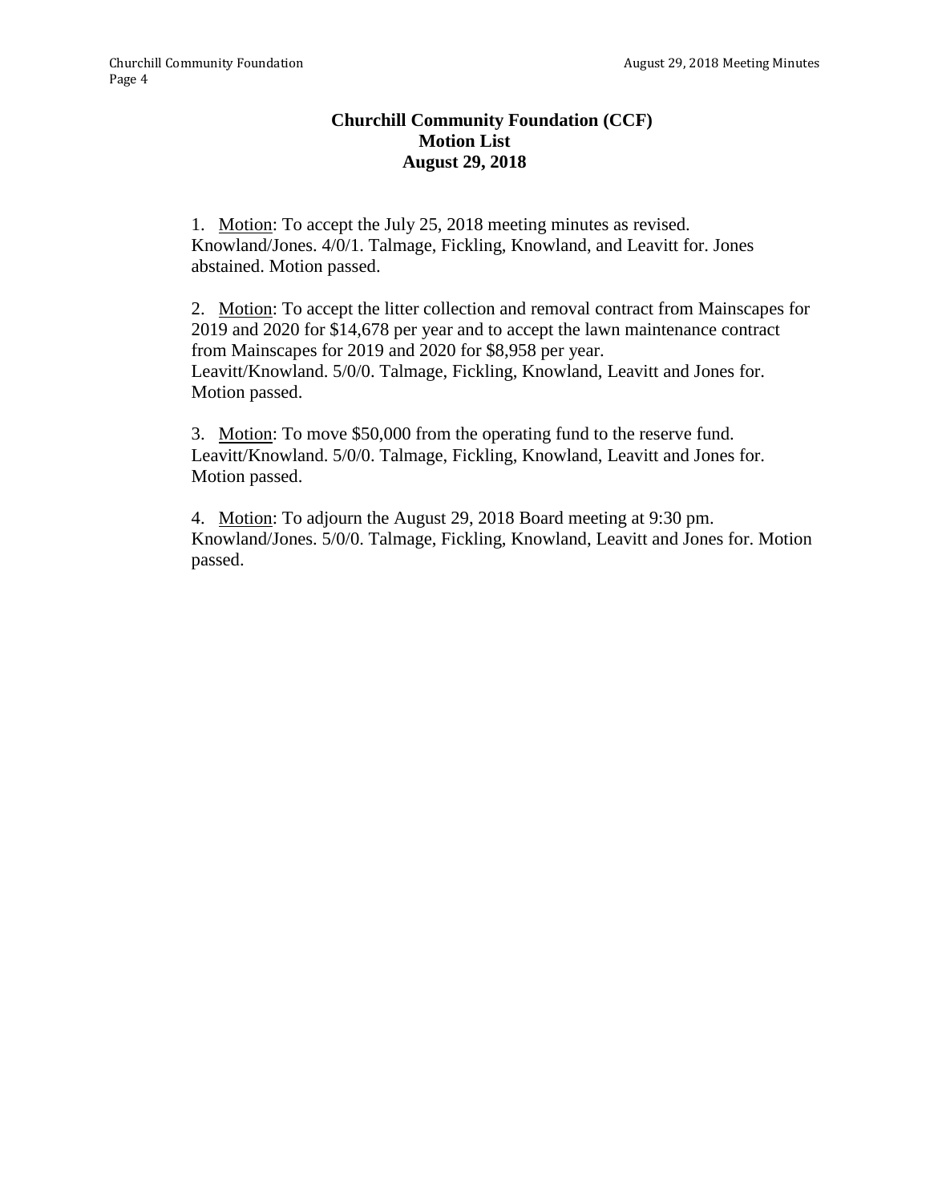**Churchill Community Foundation (CCF)**
**Motion List**
**August 29, 2018**

1. Motion: To accept the July 25, 2018 meeting minutes as revised. Knowland/Jones. 4/0/1. Talmage, Fickling, Knowland, and Leavitt for. Jones abstained. Motion passed.

2. Motion: To accept the litter collection and removal contract from Mainscapes for 2019 and 2020 for $14,678 per year and to accept the lawn maintenance contract from Mainscapes for 2019 and 2020 for $8,958 per year. Leavitt/Knowland. 5/0/0. Talmage, Fickling, Knowland, Leavitt and Jones for. Motion passed.

3. Motion: To move $50,000 from the operating fund to the reserve fund. Leavitt/Knowland. 5/0/0. Talmage, Fickling, Knowland, Leavitt and Jones for. Motion passed.

4. Motion: To adjourn the August 29, 2018 Board meeting at 9:30 pm. Knowland/Jones. 5/0/0. Talmage, Fickling, Knowland, Leavitt and Jones for. Motion passed.